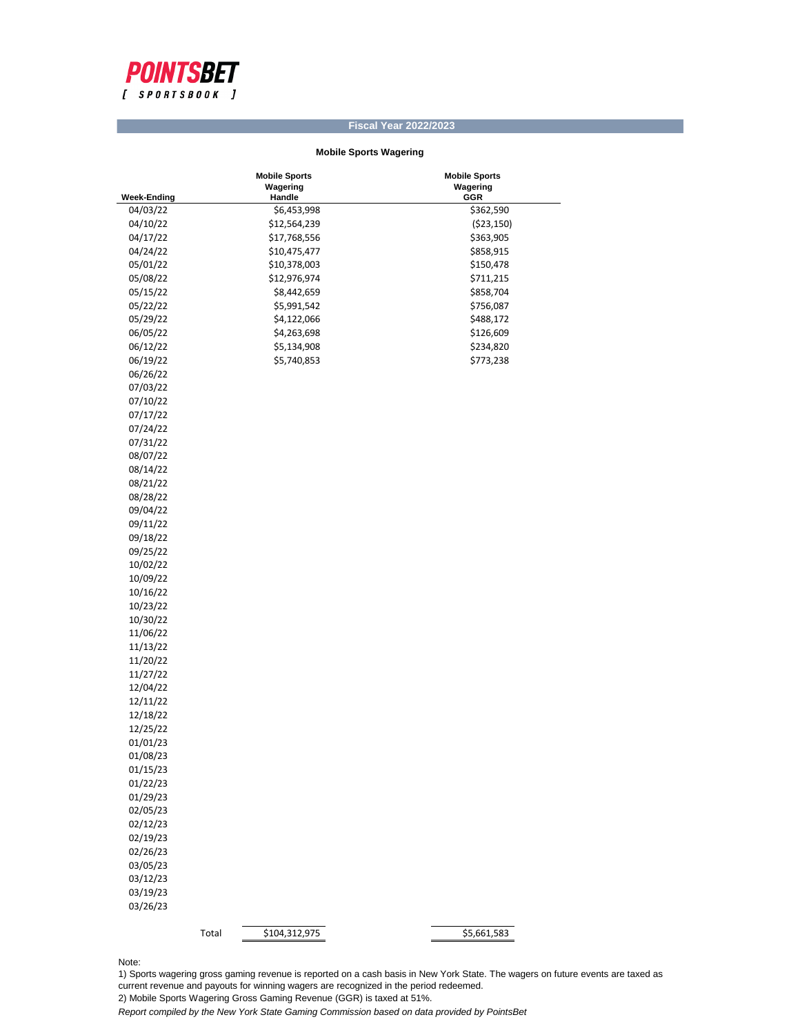**POINTSBET**
[ SPORTSBOOK ]

## Fiscal Year 2022/2023

### Mobile Sports Wagering

| Week-Ending | Mobile Sports Wagering Handle | Mobile Sports Wagering GGR |
|---|---|---|
| 04/03/22 | $6,453,998 | $362,590 |
| 04/10/22 | $12,564,239 | ($23,150) |
| 04/17/22 | $17,768,556 | $363,905 |
| 04/24/22 | $10,475,477 | $858,915 |
| 05/01/22 | $10,378,003 | $150,478 |
| 05/08/22 | $12,976,974 | $711,215 |
| 05/15/22 | $8,442,659 | $858,704 |
| 05/22/22 | $5,991,542 | $756,087 |
| 05/29/22 | $4,122,066 | $488,172 |
| 06/05/22 | $4,263,698 | $126,609 |
| 06/12/22 | $5,134,908 | $234,820 |
| 06/19/22 | $5,740,853 | $773,238 |
| 06/26/22 | | |
| 07/03/22 | | |
| 07/10/22 | | |
| 07/17/22 | | |
| 07/24/22 | | |
| 07/31/22 | | |
| 08/07/22 | | |
| 08/14/22 | | |
| 08/21/22 | | |
| 08/28/22 | | |
| 09/04/22 | | |
| 09/11/22 | | |
| 09/18/22 | | |
| 09/25/22 | | |
| 10/02/22 | | |
| 10/09/22 | | |
| 10/16/22 | | |
| 10/23/22 | | |
| 10/30/22 | | |
| 11/06/22 | | |
| 11/13/22 | | |
| 11/20/22 | | |
| 11/27/22 | | |
| 12/04/22 | | |
| 12/11/22 | | |
| 12/18/22 | | |
| 12/25/22 | | |
| 01/01/23 | | |
| 01/08/23 | | |
| 01/15/23 | | |
| 01/22/23 | | |
| 01/29/23 | | |
| 02/05/23 | | |
| 02/12/23 | | |
| 02/19/23 | | |
| 02/26/23 | | |
| 03/05/23 | | |
| 03/12/23 | | |
| 03/19/23 | | |
| 03/26/23 | | |
| Total | $104,312,975 | $5,661,583 |

Note:

1) Sports wagering gross gaming revenue is reported on a cash basis in New York State. The wagers on future events are taxed as current revenue and payouts for winning wagers are recognized in the period redeemed.

2) Mobile Sports Wagering Gross Gaming Revenue (GGR) is taxed at 51%.

*Report compiled by the New York State Gaming Commission based on data provided by PointsBet*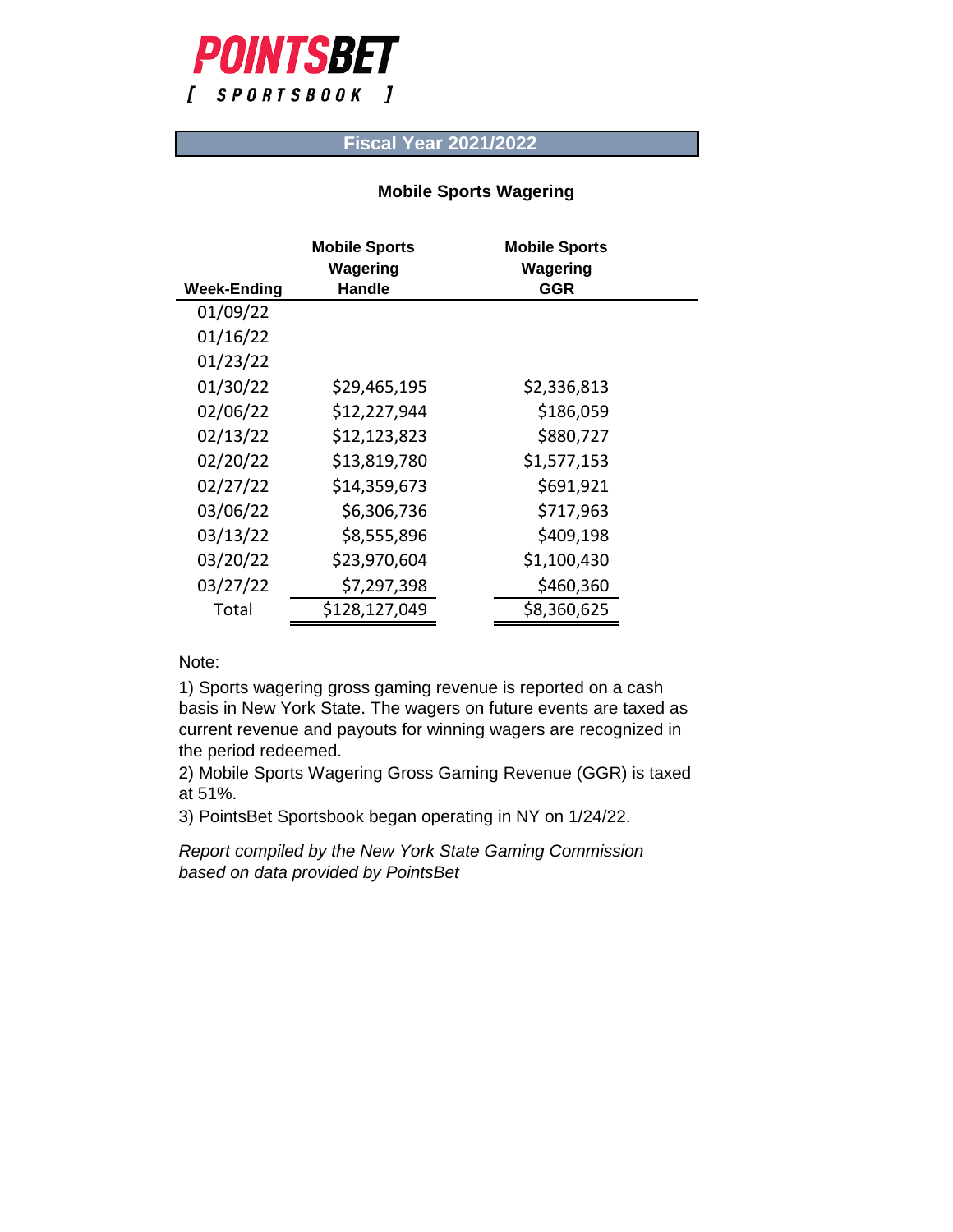POINTSBET
[ SPORTSBOOK ]

## Fiscal Year 2021/2022

### Mobile Sports Wagering

| Week-Ending | Mobile Sports Wagering Handle | Mobile Sports Wagering GGR |
|---|---|---|
| 01/09/22 | | |
| 01/16/22 | | |
| 01/23/22 | | |
| 01/30/22 | $29,465,195 | $2,336,813 |
| 02/06/22 | $12,227,944 | $186,059 |
| 02/13/22 | $12,123,823 | $880,727 |
| 02/20/22 | $13,819,780 | $1,577,153 |
| 02/27/22 | $14,359,673 | $691,921 |
| 03/06/22 | $6,306,736 | $717,963 |
| 03/13/22 | $8,555,896 | $409,198 |
| 03/20/22 | $23,970,604 | $1,100,430 |
| 03/27/22 | $7,297,398 | $460,360 |
| Total | $128,127,049 | $8,360,625 |

Note:

1) Sports wagering gross gaming revenue is reported on a cash basis in New York State. The wagers on future events are taxed as current revenue and payouts for winning wagers are recognized in the period redeemed.

2) Mobile Sports Wagering Gross Gaming Revenue (GGR) is taxed at 51%.

3) PointsBet Sportsbook began operating in NY on 1/24/22.

*Report compiled by the New York State Gaming Commission based on data provided by PointsBet*